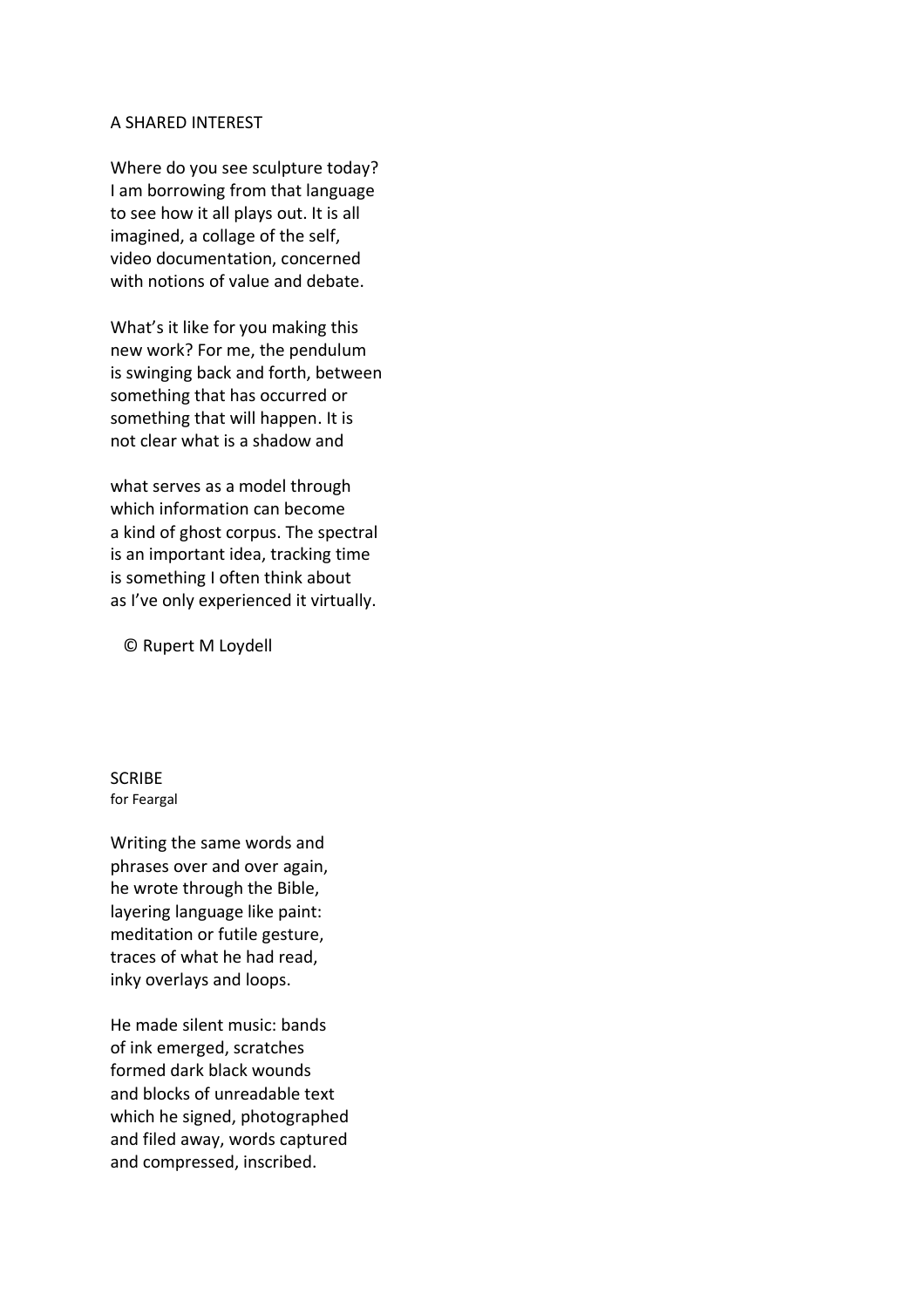## A SHARED INTEREST

Where do you see sculpture today?  
I am borrowing from that language  
to see how it all plays out. It is all  
imagined, a collage of the self,  
video documentation, concerned  
with notions of value and debate.

What's it like for you making this  
new work? For me, the pendulum  
is swinging back and forth, between  
something that has occurred or  
something that will happen. It is  
not clear what is a shadow and

what serves as a model through  
which information can become  
a kind of ghost corpus. The spectral  
is an important idea, tracking time  
is something I often think about  
as I've only experienced it virtually.

© Rupert M Loydell

## SCRIBE

for Feargal

Writing the same words and  
phrases over and over again,  
he wrote through the Bible,  
layering language like paint:  
meditation or futile gesture,  
traces of what he had read,  
inky overlays and loops.

He made silent music: bands  
of ink emerged, scratches  
formed dark black wounds  
and blocks of unreadable text  
which he signed, photographed  
and filed away, words captured  
and compressed, inscribed.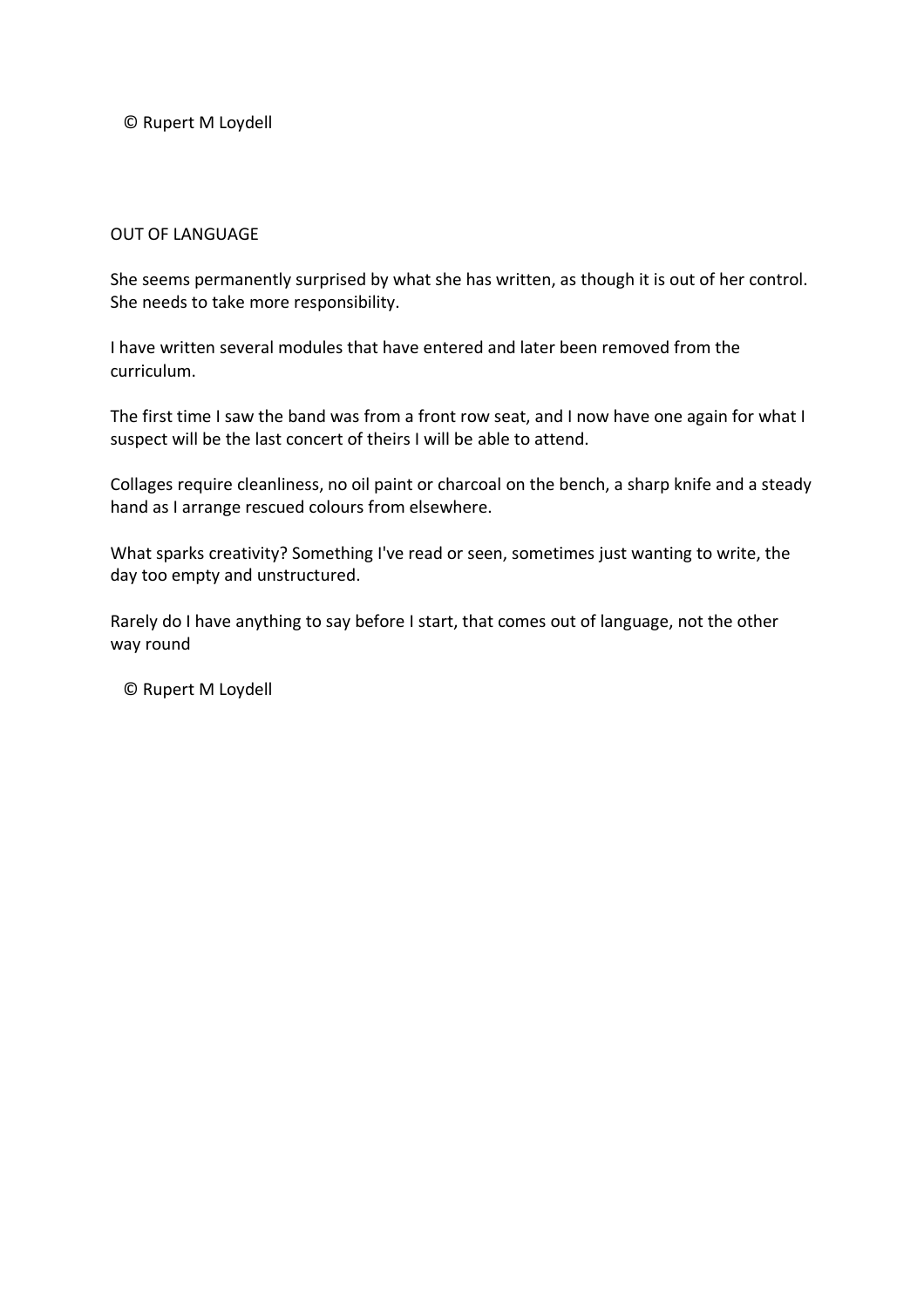© Rupert M Loydell

OUT OF LANGUAGE

She seems permanently surprised by what she has written, as though it is out of her control. She needs to take more responsibility.

I have written several modules that have entered and later been removed from the curriculum.

The first time I saw the band was from a front row seat, and I now have one again for what I suspect will be the last concert of theirs I will be able to attend.

Collages require cleanliness, no oil paint or charcoal on the bench, a sharp knife and a steady hand as I arrange rescued colours from elsewhere.

What sparks creativity? Something I've read or seen, sometimes just wanting to write, the day too empty and unstructured.

Rarely do I have anything to say before I start, that comes out of language, not the other way round

© Rupert M Loydell